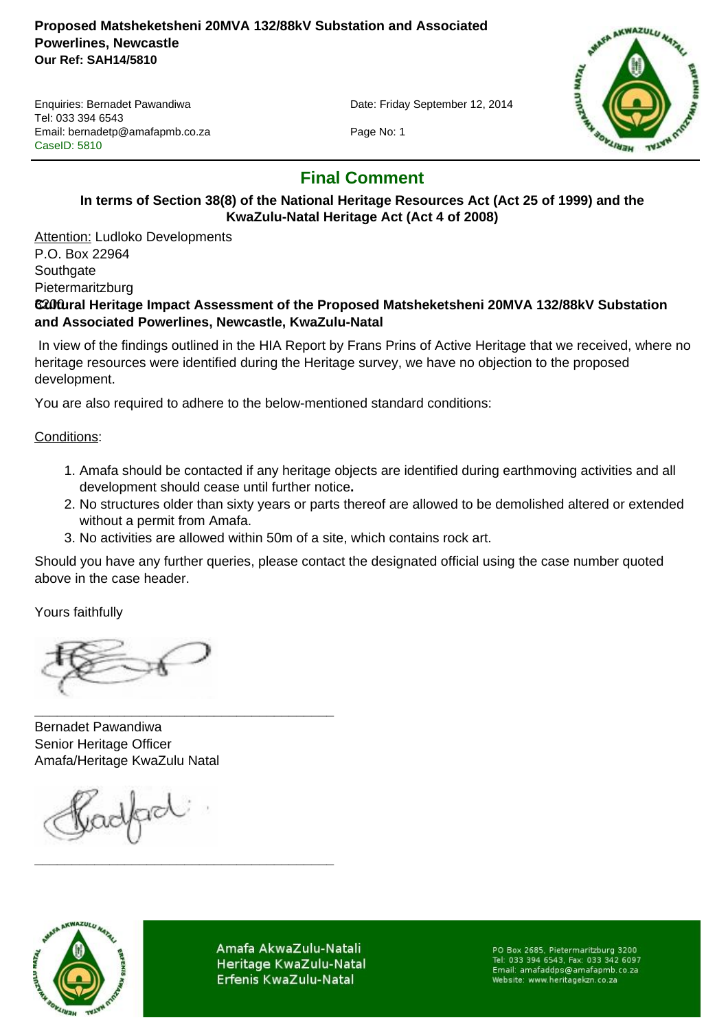**Proposed Matsheketsheni 20MVA 132/88kV Substation and Associated Powerlines, Newcastle**
**Our Ref: SAH14/5810**

Enquiries: Bernadet Pawandiwa
Tel: 033 394 6543
Email: bernadetp@amafapmb.co.za
CaseID: 5810

Date: Friday September 12, 2014

Page No: 1

# Final Comment

**In terms of Section 38(8) of the National Heritage Resources Act (Act 25 of 1999) and the KwaZulu-Natal Heritage Act (Act 4 of 2008)**

Attention: Ludloko Developments
P.O. Box 22964
Southgate
Pietermaritzburg
3200

**Cultural Heritage Impact Assessment of the Proposed Matsheketsheni 20MVA 132/88kV Substation and Associated Powerlines, Newcastle, KwaZulu-Natal**

In view of the findings outlined in the HIA Report by Frans Prins of Active Heritage that we received, where no heritage resources were identified during the Heritage survey, we have no objection to the proposed development.

You are also required to adhere to the below-mentioned standard conditions:

Conditions:

1. Amafa should be contacted if any heritage objects are identified during earthmoving activities and all development should cease until further notice**.**
2. No structures older than sixty years or parts thereof are allowed to be demolished altered or extended without a permit from Amafa.
3. No activities are allowed within 50m of a site, which contains rock art.

Should you have any further queries, please contact the designated official using the case number quoted above in the case header.

Yours faithfully

\_\_\_\_\_\_\_\_\_\_\_\_\_\_\_\_\_\_\_\_\_\_\_\_\_\_\_\_\_\_\_\_\_\_\_\_\_\_\_\_

Bernadet Pawandiwa
Senior Heritage Officer
Amafa/Heritage KwaZulu Natal

\_\_\_\_\_\_\_\_\_\_\_\_\_\_\_\_\_\_\_\_\_\_\_\_\_\_\_\_\_\_\_\_\_\_\_\_\_\_\_\_

Amafa AkwaZulu-Natali
Heritage KwaZulu-Natal
Erfenis KwaZulu-Natal

PO Box 2685, Pietermaritzburg 3200
Tel: 033 394 6543, Fax: 033 342 6097
Email: amafaddps@amafapmb.co.za
Website: www.heritagekzn.co.za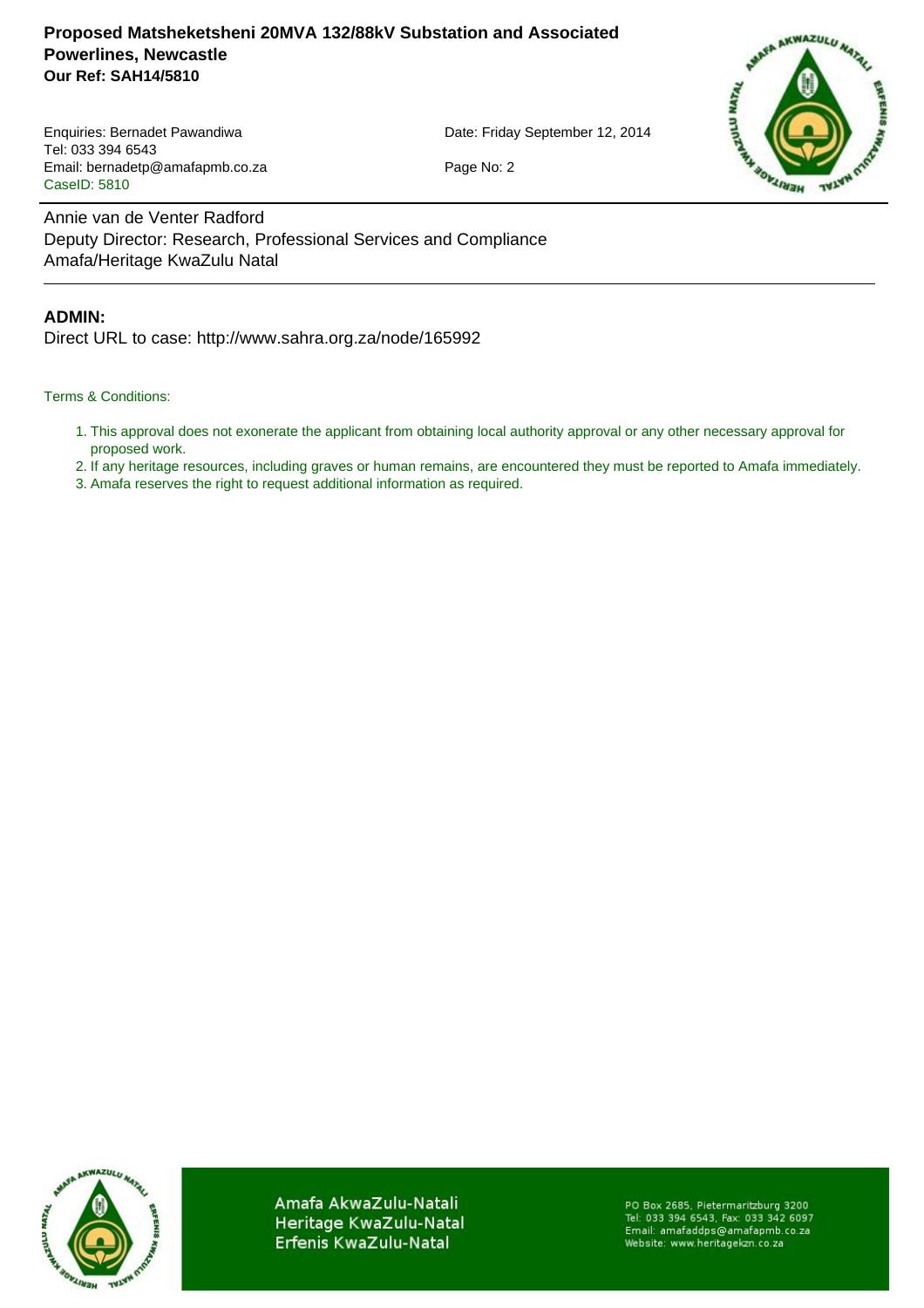Annie van de Venter Radford
Deputy Director: Research, Professional Services and Compliance
Amafa/Heritage KwaZulu Natal

---

**ADMIN:**
Direct URL to case: http://www.sahra.org.za/node/165992

Terms & Conditions:

1. This approval does not exonerate the applicant from obtaining local authority approval or any other necessary approval for proposed work.
2. If any heritage resources, including graves or human remains, are encountered they must be reported to Amafa immediately.
3. Amafa reserves the right to request additional information as required.